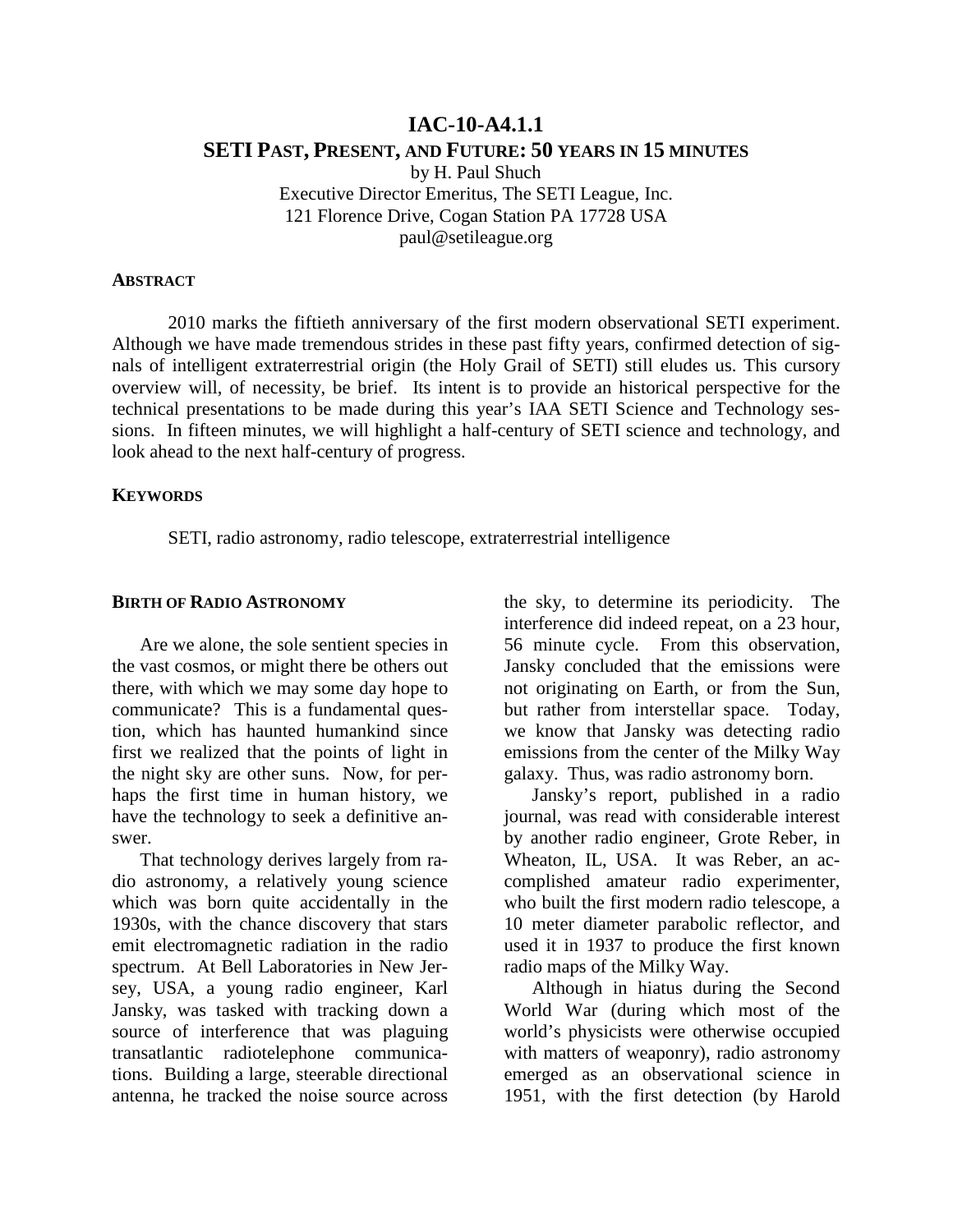# IAC-10-A4.1.1
## SETI PAST, PRESENT, AND FUTURE: 50 YEARS IN 15 MINUTES

by H. Paul Shuch
Executive Director Emeritus, The SETI League, Inc.
121 Florence Drive, Cogan Station PA 17728 USA
paul@setileague.org

### ABSTRACT

2010 marks the fiftieth anniversary of the first modern observational SETI experiment. Although we have made tremendous strides in these past fifty years, confirmed detection of signals of intelligent extraterrestrial origin (the Holy Grail of SETI) still eludes us. This cursory overview will, of necessity, be brief. Its intent is to provide an historical perspective for the technical presentations to be made during this year's IAA SETI Science and Technology sessions. In fifteen minutes, we will highlight a half-century of SETI science and technology, and look ahead to the next half-century of progress.

### KEYWORDS

SETI, radio astronomy, radio telescope, extraterrestrial intelligence

### BIRTH OF RADIO ASTRONOMY

Are we alone, the sole sentient species in the vast cosmos, or might there be others out there, with which we may some day hope to communicate? This is a fundamental question, which has haunted humankind since first we realized that the points of light in the night sky are other suns. Now, for perhaps the first time in human history, we have the technology to seek a definitive answer.

That technology derives largely from radio astronomy, a relatively young science which was born quite accidentally in the 1930s, with the chance discovery that stars emit electromagnetic radiation in the radio spectrum. At Bell Laboratories in New Jersey, USA, a young radio engineer, Karl Jansky, was tasked with tracking down a source of interference that was plaguing transatlantic radiotelephone communications. Building a large, steerable directional antenna, he tracked the noise source across the sky, to determine its periodicity. The interference did indeed repeat, on a 23 hour, 56 minute cycle. From this observation, Jansky concluded that the emissions were not originating on Earth, or from the Sun, but rather from interstellar space. Today, we know that Jansky was detecting radio emissions from the center of the Milky Way galaxy. Thus, was radio astronomy born.

Jansky's report, published in a radio journal, was read with considerable interest by another radio engineer, Grote Reber, in Wheaton, IL, USA. It was Reber, an accomplished amateur radio experimenter, who built the first modern radio telescope, a 10 meter diameter parabolic reflector, and used it in 1937 to produce the first known radio maps of the Milky Way.

Although in hiatus during the Second World War (during which most of the world's physicists were otherwise occupied with matters of weaponry), radio astronomy emerged as an observational science in 1951, with the first detection (by Harold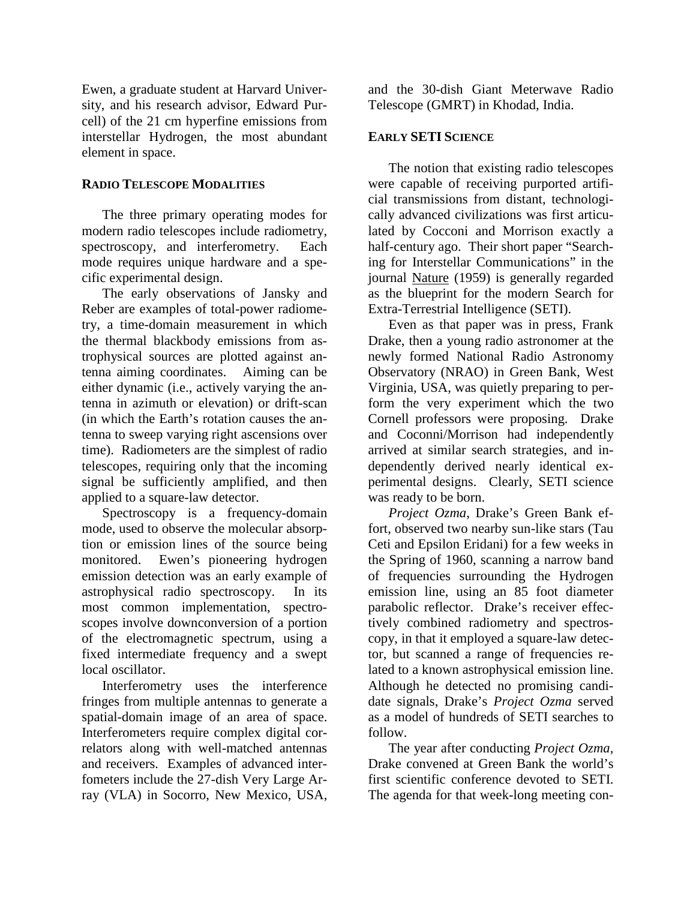Ewen, a graduate student at Harvard University, and his research advisor, Edward Purcell) of the 21 cm hyperfine emissions from interstellar Hydrogen, the most abundant element in space.

## RADIO TELESCOPE MODALITIES

The three primary operating modes for modern radio telescopes include radiometry, spectroscopy, and interferometry. Each mode requires unique hardware and a specific experimental design.

The early observations of Jansky and Reber are examples of total-power radiometry, a time-domain measurement in which the thermal blackbody emissions from astrophysical sources are plotted against antenna aiming coordinates. Aiming can be either dynamic (i.e., actively varying the antenna in azimuth or elevation) or drift-scan (in which the Earth's rotation causes the antenna to sweep varying right ascensions over time). Radiometers are the simplest of radio telescopes, requiring only that the incoming signal be sufficiently amplified, and then applied to a square-law detector.

Spectroscopy is a frequency-domain mode, used to observe the molecular absorption or emission lines of the source being monitored. Ewen's pioneering hydrogen emission detection was an early example of astrophysical radio spectroscopy. In its most common implementation, spectroscopes involve downconversion of a portion of the electromagnetic spectrum, using a fixed intermediate frequency and a swept local oscillator.

Interferometry uses the interference fringes from multiple antennas to generate a spatial-domain image of an area of space. Interferometers require complex digital correlators along with well-matched antennas and receivers. Examples of advanced interfometers include the 27-dish Very Large Array (VLA) in Socorro, New Mexico, USA, and the 30-dish Giant Meterwave Radio Telescope (GMRT) in Khodad, India.

## EARLY SETI SCIENCE

The notion that existing radio telescopes were capable of receiving purported artificial transmissions from distant, technologically advanced civilizations was first articulated by Cocconi and Morrison exactly a half-century ago. Their short paper "Searching for Interstellar Communications" in the journal Nature (1959) is generally regarded as the blueprint for the modern Search for Extra-Terrestrial Intelligence (SETI).

Even as that paper was in press, Frank Drake, then a young radio astronomer at the newly formed National Radio Astronomy Observatory (NRAO) in Green Bank, West Virginia, USA, was quietly preparing to perform the very experiment which the two Cornell professors were proposing. Drake and Coconni/Morrison had independently arrived at similar search strategies, and independently derived nearly identical experimental designs. Clearly, SETI science was ready to be born.

*Project Ozma*, Drake's Green Bank effort, observed two nearby sun-like stars (Tau Ceti and Epsilon Eridani) for a few weeks in the Spring of 1960, scanning a narrow band of frequencies surrounding the Hydrogen emission line, using an 85 foot diameter parabolic reflector. Drake's receiver effectively combined radiometry and spectroscopy, in that it employed a square-law detector, but scanned a range of frequencies related to a known astrophysical emission line. Although he detected no promising candidate signals, Drake's *Project Ozma* served as a model of hundreds of SETI searches to follow.

The year after conducting *Project Ozma*, Drake convened at Green Bank the world's first scientific conference devoted to SETI. The agenda for that week-long meeting con-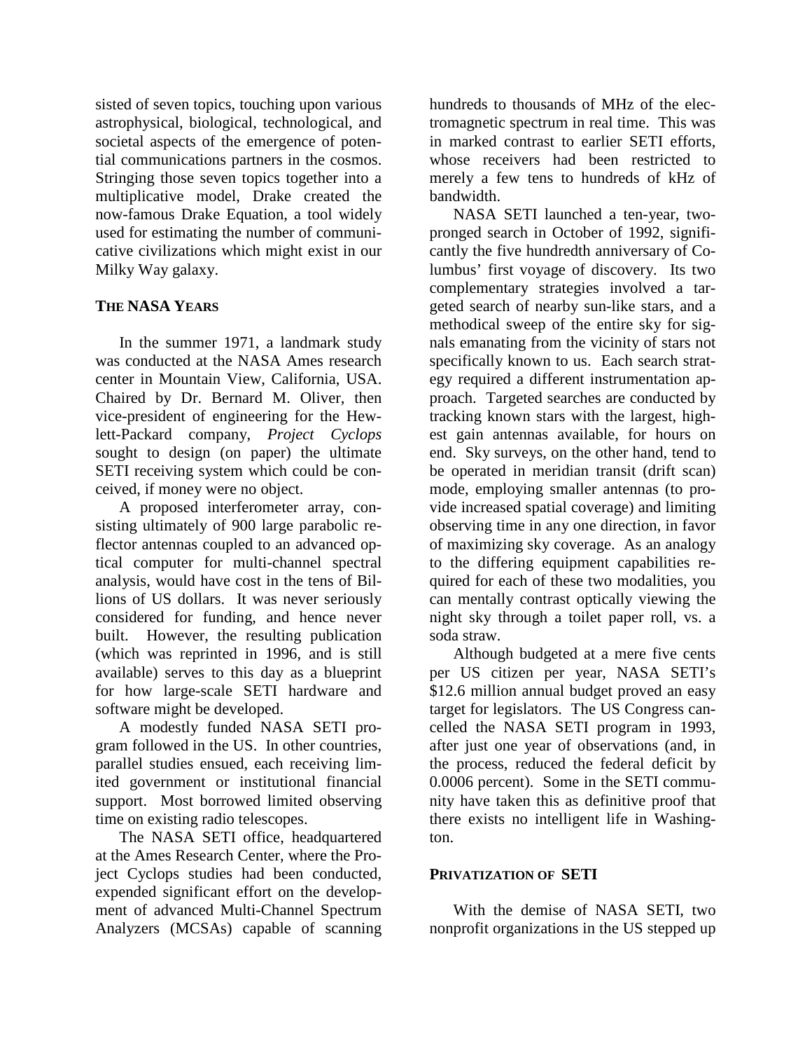sisted of seven topics, touching upon various astrophysical, biological, technological, and societal aspects of the emergence of potential communications partners in the cosmos. Stringing those seven topics together into a multiplicative model, Drake created the now-famous Drake Equation, a tool widely used for estimating the number of communicative civilizations which might exist in our Milky Way galaxy.

## THE NASA YEARS

In the summer 1971, a landmark study was conducted at the NASA Ames research center in Mountain View, California, USA. Chaired by Dr. Bernard M. Oliver, then vice-president of engineering for the Hewlett-Packard company, *Project Cyclops* sought to design (on paper) the ultimate SETI receiving system which could be conceived, if money were no object.

A proposed interferometer array, consisting ultimately of 900 large parabolic reflector antennas coupled to an advanced optical computer for multi-channel spectral analysis, would have cost in the tens of Billions of US dollars. It was never seriously considered for funding, and hence never built. However, the resulting publication (which was reprinted in 1996, and is still available) serves to this day as a blueprint for how large-scale SETI hardware and software might be developed.

A modestly funded NASA SETI program followed in the US. In other countries, parallel studies ensued, each receiving limited government or institutional financial support. Most borrowed limited observing time on existing radio telescopes.

The NASA SETI office, headquartered at the Ames Research Center, where the Project Cyclops studies had been conducted, expended significant effort on the development of advanced Multi-Channel Spectrum Analyzers (MCSAs) capable of scanning hundreds to thousands of MHz of the electromagnetic spectrum in real time. This was in marked contrast to earlier SETI efforts, whose receivers had been restricted to merely a few tens to hundreds of kHz of bandwidth.

NASA SETI launched a ten-year, two-pronged search in October of 1992, significantly the five hundredth anniversary of Columbus' first voyage of discovery. Its two complementary strategies involved a targeted search of nearby sun-like stars, and a methodical sweep of the entire sky for signals emanating from the vicinity of stars not specifically known to us. Each search strategy required a different instrumentation approach. Targeted searches are conducted by tracking known stars with the largest, highest gain antennas available, for hours on end. Sky surveys, on the other hand, tend to be operated in meridian transit (drift scan) mode, employing smaller antennas (to provide increased spatial coverage) and limiting observing time in any one direction, in favor of maximizing sky coverage. As an analogy to the differing equipment capabilities required for each of these two modalities, you can mentally contrast optically viewing the night sky through a toilet paper roll, vs. a soda straw.

Although budgeted at a mere five cents per US citizen per year, NASA SETI's \$12.6 million annual budget proved an easy target for legislators. The US Congress cancelled the NASA SETI program in 1993, after just one year of observations (and, in the process, reduced the federal deficit by 0.0006 percent). Some in the SETI community have taken this as definitive proof that there exists no intelligent life in Washington.

## PRIVATIZATION OF SETI

With the demise of NASA SETI, two nonprofit organizations in the US stepped up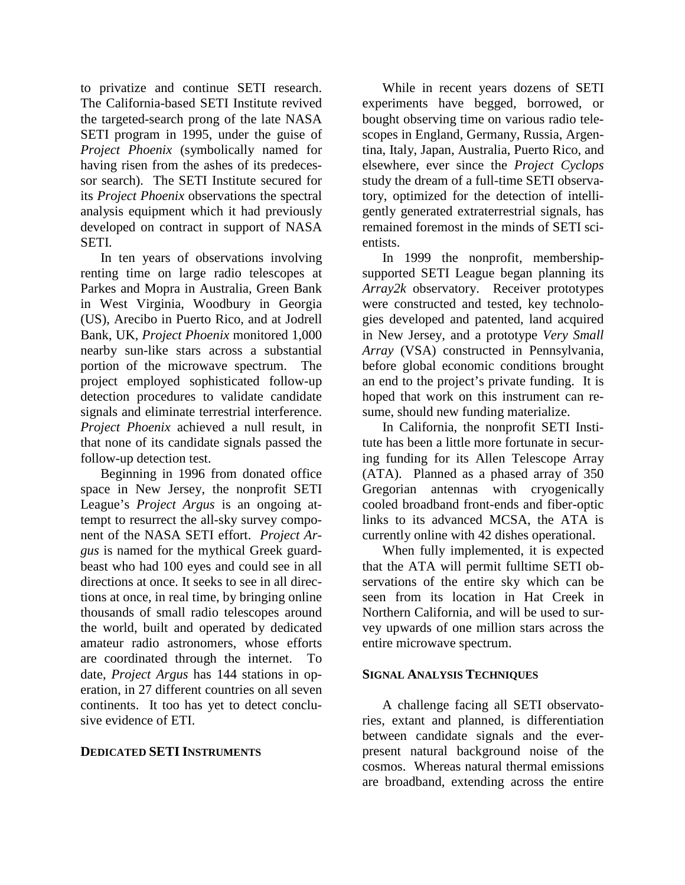to privatize and continue SETI research. The California-based SETI Institute revived the targeted-search prong of the late NASA SETI program in 1995, under the guise of *Project Phoenix* (symbolically named for having risen from the ashes of its predecessor search). The SETI Institute secured for its *Project Phoenix* observations the spectral analysis equipment which it had previously developed on contract in support of NASA SETI.

In ten years of observations involving renting time on large radio telescopes at Parkes and Mopra in Australia, Green Bank in West Virginia, Woodbury in Georgia (US), Arecibo in Puerto Rico, and at Jodrell Bank, UK, *Project Phoenix* monitored 1,000 nearby sun-like stars across a substantial portion of the microwave spectrum. The project employed sophisticated follow-up detection procedures to validate candidate signals and eliminate terrestrial interference. *Project Phoenix* achieved a null result, in that none of its candidate signals passed the follow-up detection test.

Beginning in 1996 from donated office space in New Jersey, the nonprofit SETI League's *Project Argus* is an ongoing attempt to resurrect the all-sky survey component of the NASA SETI effort. *Project Argus* is named for the mythical Greek guard-beast who had 100 eyes and could see in all directions at once. It seeks to see in all directions at once, in real time, by bringing online thousands of small radio telescopes around the world, built and operated by dedicated amateur radio astronomers, whose efforts are coordinated through the internet. To date, *Project Argus* has 144 stations in operation, in 27 different countries on all seven continents. It too has yet to detect conclusive evidence of ETI.

## DEDICATED SETI INSTRUMENTS

While in recent years dozens of SETI experiments have begged, borrowed, or bought observing time on various radio telescopes in England, Germany, Russia, Argentina, Italy, Japan, Australia, Puerto Rico, and elsewhere, ever since the *Project Cyclops* study the dream of a full-time SETI observatory, optimized for the detection of intelligently generated extraterrestrial signals, has remained foremost in the minds of SETI scientists.

In 1999 the nonprofit, membership-supported SETI League began planning its *Array2k* observatory. Receiver prototypes were constructed and tested, key technologies developed and patented, land acquired in New Jersey, and a prototype *Very Small Array* (VSA) constructed in Pennsylvania, before global economic conditions brought an end to the project's private funding. It is hoped that work on this instrument can resume, should new funding materialize.

In California, the nonprofit SETI Institute has been a little more fortunate in securing funding for its Allen Telescope Array (ATA). Planned as a phased array of 350 Gregorian antennas with cryogenically cooled broadband front-ends and fiber-optic links to its advanced MCSA, the ATA is currently online with 42 dishes operational.

When fully implemented, it is expected that the ATA will permit fulltime SETI observations of the entire sky which can be seen from its location in Hat Creek in Northern California, and will be used to survey upwards of one million stars across the entire microwave spectrum.

## SIGNAL ANALYSIS TECHNIQUES

A challenge facing all SETI observatories, extant and planned, is differentiation between candidate signals and the ever-present natural background noise of the cosmos. Whereas natural thermal emissions are broadband, extending across the entire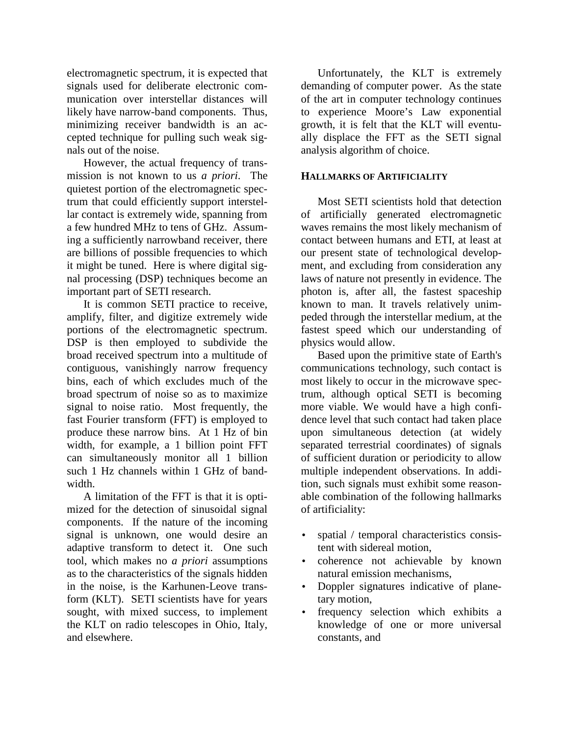electromagnetic spectrum, it is expected that signals used for deliberate electronic communication over interstellar distances will likely have narrow-band components. Thus, minimizing receiver bandwidth is an accepted technique for pulling such weak signals out of the noise.

However, the actual frequency of transmission is not known to us *a priori*. The quietest portion of the electromagnetic spectrum that could efficiently support interstellar contact is extremely wide, spanning from a few hundred MHz to tens of GHz. Assuming a sufficiently narrowband receiver, there are billions of possible frequencies to which it might be tuned. Here is where digital signal processing (DSP) techniques become an important part of SETI research.

It is common SETI practice to receive, amplify, filter, and digitize extremely wide portions of the electromagnetic spectrum. DSP is then employed to subdivide the broad received spectrum into a multitude of contiguous, vanishingly narrow frequency bins, each of which excludes much of the broad spectrum of noise so as to maximize signal to noise ratio. Most frequently, the fast Fourier transform (FFT) is employed to produce these narrow bins. At 1 Hz of bin width, for example, a 1 billion point FFT can simultaneously monitor all 1 billion such 1 Hz channels within 1 GHz of bandwidth.

A limitation of the FFT is that it is optimized for the detection of sinusoidal signal components. If the nature of the incoming signal is unknown, one would desire an adaptive transform to detect it. One such tool, which makes no *a priori* assumptions as to the characteristics of the signals hidden in the noise, is the Karhunen-Leove transform (KLT). SETI scientists have for years sought, with mixed success, to implement the KLT on radio telescopes in Ohio, Italy, and elsewhere.

Unfortunately, the KLT is extremely demanding of computer power. As the state of the art in computer technology continues to experience Moore's Law exponential growth, it is felt that the KLT will eventually displace the FFT as the SETI signal analysis algorithm of choice.

## Hallmarks of Artificiality

Most SETI scientists hold that detection of artificially generated electromagnetic waves remains the most likely mechanism of contact between humans and ETI, at least at our present state of technological development, and excluding from consideration any laws of nature not presently in evidence. The photon is, after all, the fastest spaceship known to man. It travels relatively unimpeded through the interstellar medium, at the fastest speed which our understanding of physics would allow.

Based upon the primitive state of Earth's communications technology, such contact is most likely to occur in the microwave spectrum, although optical SETI is becoming more viable. We would have a high confidence level that such contact had taken place upon simultaneous detection (at widely separated terrestrial coordinates) of signals of sufficient duration or periodicity to allow multiple independent observations. In addition, such signals must exhibit some reasonable combination of the following hallmarks of artificiality:

- spatial / temporal characteristics consistent with sidereal motion,
- coherence not achievable by known natural emission mechanisms,
- Doppler signatures indicative of planetary motion,
- frequency selection which exhibits a knowledge of one or more universal constants, and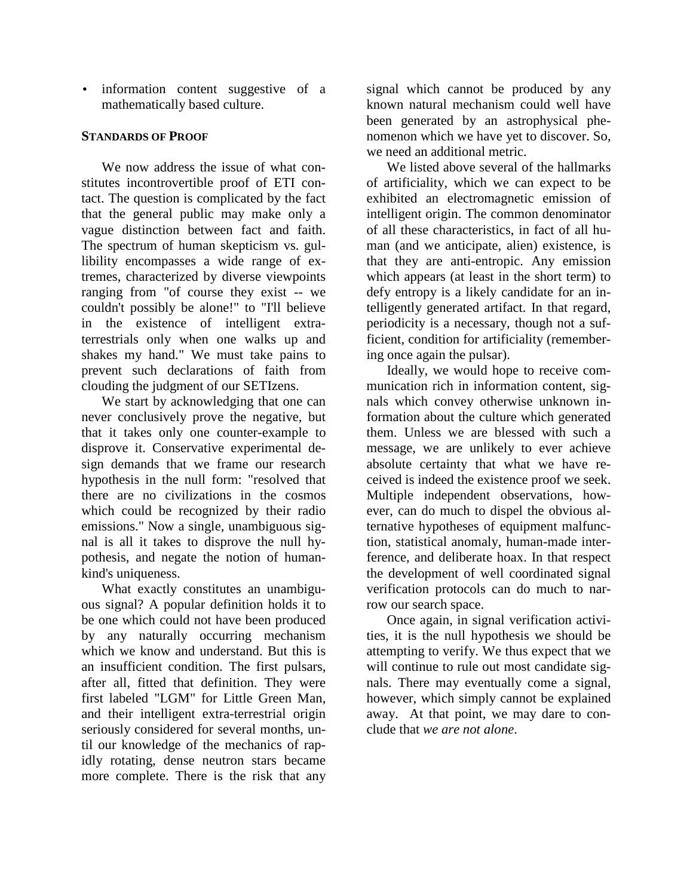- information content suggestive of a mathematically based culture.

**STANDARDS OF PROOF**

We now address the issue of what constitutes incontrovertible proof of ETI contact. The question is complicated by the fact that the general public may make only a vague distinction between fact and faith. The spectrum of human skepticism vs. gullibility encompasses a wide range of extremes, characterized by diverse viewpoints ranging from "of course they exist -- we couldn't possibly be alone!" to "I'll believe in the existence of intelligent extra-terrestrials only when one walks up and shakes my hand." We must take pains to prevent such declarations of faith from clouding the judgment of our SETIzens.

We start by acknowledging that one can never conclusively prove the negative, but that it takes only one counter-example to disprove it. Conservative experimental design demands that we frame our research hypothesis in the null form: "resolved that there are no civilizations in the cosmos which could be recognized by their radio emissions." Now a single, unambiguous signal is all it takes to disprove the null hypothesis, and negate the notion of humankind's uniqueness.

What exactly constitutes an unambiguous signal? A popular definition holds it to be one which could not have been produced by any naturally occurring mechanism which we know and understand. But this is an insufficient condition. The first pulsars, after all, fitted that definition. They were first labeled "LGM" for Little Green Man, and their intelligent extra-terrestrial origin seriously considered for several months, until our knowledge of the mechanics of rapidly rotating, dense neutron stars became more complete. There is the risk that any signal which cannot be produced by any known natural mechanism could well have been generated by an astrophysical phenomenon which we have yet to discover. So, we need an additional metric.

We listed above several of the hallmarks of artificiality, which we can expect to be exhibited an electromagnetic emission of intelligent origin. The common denominator of all these characteristics, in fact of all human (and we anticipate, alien) existence, is that they are anti-entropic. Any emission which appears (at least in the short term) to defy entropy is a likely candidate for an intelligently generated artifact. In that regard, periodicity is a necessary, though not a sufficient, condition for artificiality (remembering once again the pulsar).

Ideally, we would hope to receive communication rich in information content, signals which convey otherwise unknown information about the culture which generated them. Unless we are blessed with such a message, we are unlikely to ever achieve absolute certainty that what we have received is indeed the existence proof we seek. Multiple independent observations, however, can do much to dispel the obvious alternative hypotheses of equipment malfunction, statistical anomaly, human-made interference, and deliberate hoax. In that respect the development of well coordinated signal verification protocols can do much to narrow our search space.

Once again, in signal verification activities, it is the null hypothesis we should be attempting to verify. We thus expect that we will continue to rule out most candidate signals. There may eventually come a signal, however, which simply cannot be explained away. At that point, we may dare to conclude that *we are not alone.*